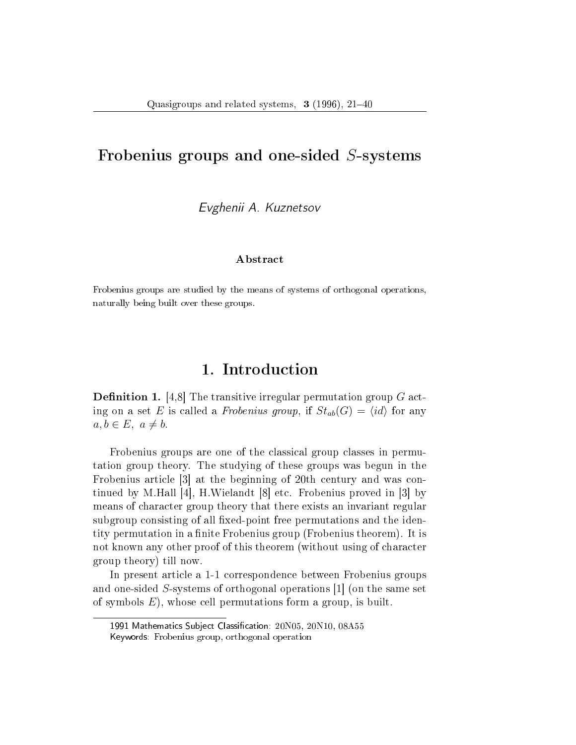# Frobenius groups and one-sided $S$-systems

*Evghenii A. Kuznetsov*

### Abstract

Frobenius groups are studied by the means of systems of orthogonal operations, naturally being built over these groups.

## 1. Introduction

**Definition 1.** [4,8] The transitive irregular permutation group $G$ acting on a set $E$ is called a *Frobenius group*, if $St_{ab}(G) = \langle id \rangle$ for any $a, b \in E,\ a \neq b$.

Frobenius groups are one of the classical group classes in permutation group theory. The studying of these groups was begun in the Frobenius article [3] at the beginning of 20th century and was continued by M.Hall [4], H.Wielandt [8] etc. Frobenius proved in [3] by means of character group theory that there exists an invariant regular subgroup consisting of all fixed-point free permutations and the identity permutation in a finite Frobenius group (Frobenius theorem). It is not known any other proof of this theorem (without using of character group theory) till now.

In present article a 1-1 correspondence between Frobenius groups and one-sided $S$-systems of orthogonal operations [1] (on the same set of symbols $E$), whose cell permutations form a group, is built.

---

1991 Mathematics Subject Classification: 20N05, 20N10, 08A55
Keywords: Frobenius group, orthogonal operation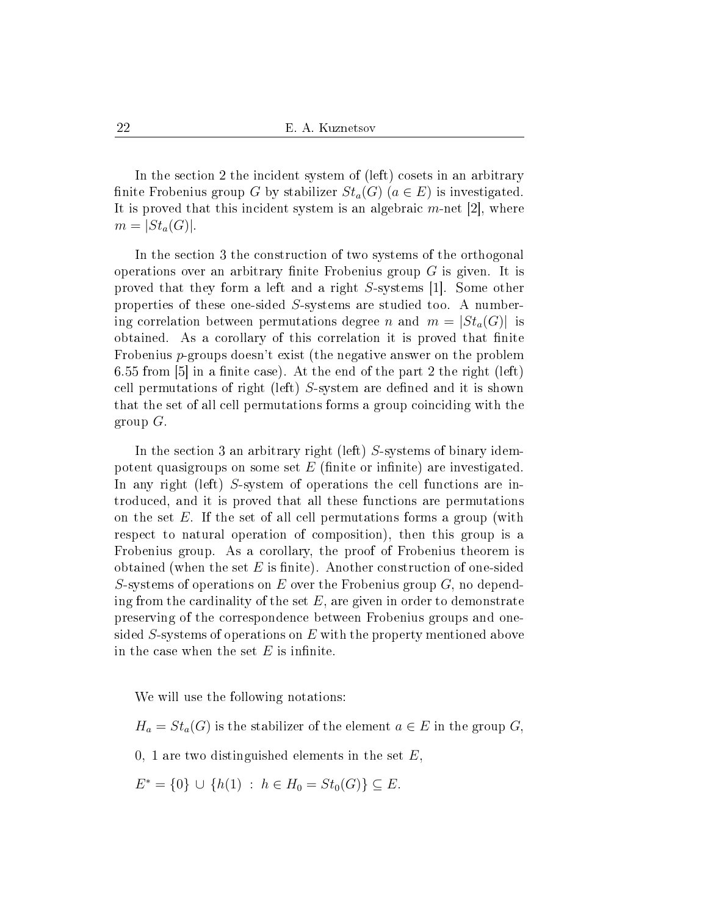In the section 2 the incident system of (left) cosets in an arbitrary finite Frobenius group $G$ by stabilizer $St_a(G)$ $(a \in E)$ is investigated. It is proved that this incident system is an algebraic $m$-net [2], where $m = |St_a(G)|$.

In the section 3 the construction of two systems of the orthogonal operations over an arbitrary finite Frobenius group $G$ is given. It is proved that they form a left and a right $S$-systems [1]. Some other properties of these one-sided $S$-systems are studied too. A numbering correlation between permutations degree $n$ and $m = |St_a(G)|$ is obtained. As a corollary of this correlation it is proved that finite Frobenius $p$-groups doesn't exist (the negative answer on the problem 6.55 from [5] in a finite case). At the end of the part 2 the right (left) cell permutations of right (left) $S$-system are defined and it is shown that the set of all cell permutations forms a group coinciding with the group $G$.

In the section 3 an arbitrary right (left) $S$-systems of binary idempotent quasigroups on some set $E$ (finite or infinite) are investigated. In any right (left) $S$-system of operations the cell functions are introduced, and it is proved that all these functions are permutations on the set $E$. If the set of all cell permutations forms a group (with respect to natural operation of composition), then this group is a Frobenius group. As a corollary, the proof of Frobenius theorem is obtained (when the set $E$ is finite). Another construction of one-sided $S$-systems of operations on $E$ over the Frobenius group $G$, no depending from the cardinality of the set $E$, are given in order to demonstrate preserving of the correspondence between Frobenius groups and one-sided $S$-systems of operations on $E$ with the property mentioned above in the case when the set $E$ is infinite.

We will use the following notations:

$H_a = St_a(G)$ is the stabilizer of the element $a \in E$ in the group $G$,

$0,\ 1$ are two distinguished elements in the set $E$,

$E^* = \{0\} \cup \{h(1) \ : \ h \in H_0 = St_0(G)\} \subseteq E.$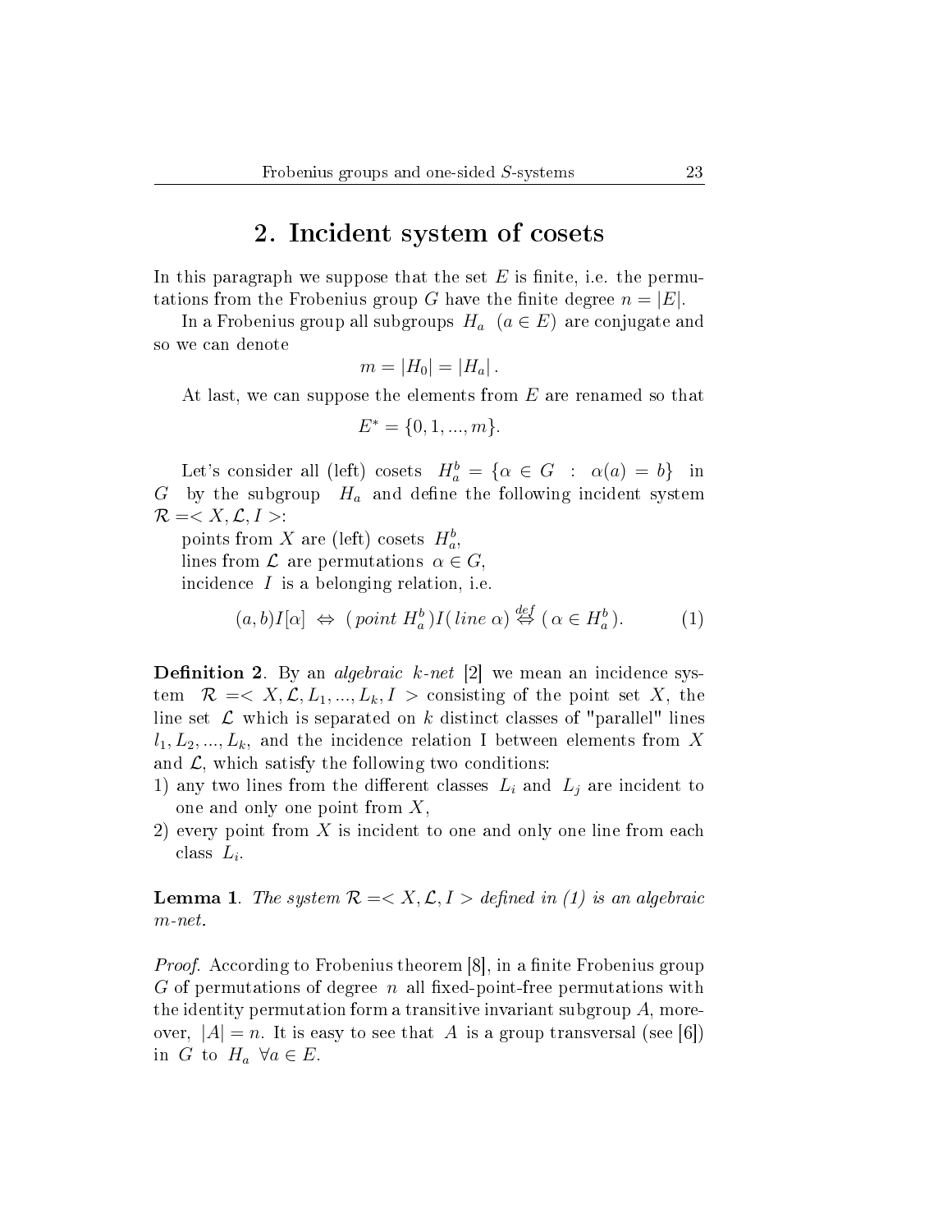## 2. Incident system of cosets

In this paragraph we suppose that the set $E$ is finite, i.e. the permutations from the Frobenius group $G$ have the finite degree $n = |E|$.

In a Frobenius group all subgroups $H_a$ $(a \in E)$ are conjugate and so we can denote

$$m = |H_0| = |H_a| .$$

At last, we can suppose the elements from $E$ are renamed so that

$$E^* = \{0, 1, ..., m\}.$$

Let's consider all (left) cosets $H_a^b = \{\alpha \in G \ : \ \alpha(a) = b\}$ in $G$ by the subgroup $H_a$ and define the following incident system $\mathcal{R} =< X, \mathcal{L}, I >$:

points from $X$ are (left) cosets $H_a^b$,
lines from $\mathcal{L}$ are permutations $\alpha \in G$,
incidence $I$ is a belonging relation, i.e.

$$(a, b)I[\alpha] \ \Leftrightarrow \ (\, point \ H_a^b)I(\, line \ \alpha) \overset{def}{\Leftrightarrow} (\, \alpha \in H_a^b). \qquad (1)$$

**Definition 2**. By an *algebraic $k$-net* [2] we mean an incidence system $\mathcal{R} =< X, \mathcal{L}, L_1, ..., L_k, I >$ consisting of the point set $X$, the line set $\mathcal{L}$ which is separated on $k$ distinct classes of "parallel" lines $l_1, L_2, ..., L_k$, and the incidence relation I between elements from $X$ and $\mathcal{L}$, which satisfy the following two conditions:

1) any two lines from the different classes $L_i$ and $L_j$ are incident to one and only one point from $X$,
2) every point from $X$ is incident to one and only one line from each class $L_i$.

**Lemma 1**. *The system $\mathcal{R} =< X, \mathcal{L}, I >$ defined in (1) is an algebraic $m$-net.*

*Proof.* According to Frobenius theorem [8], in a finite Frobenius group $G$ of permutations of degree $n$ all fixed-point-free permutations with the identity permutation form a transitive invariant subgroup $A$, moreover, $|A| = n$. It is easy to see that $A$ is a group transversal (see [6]) in $G$ to $H_a$ $\forall a \in E$.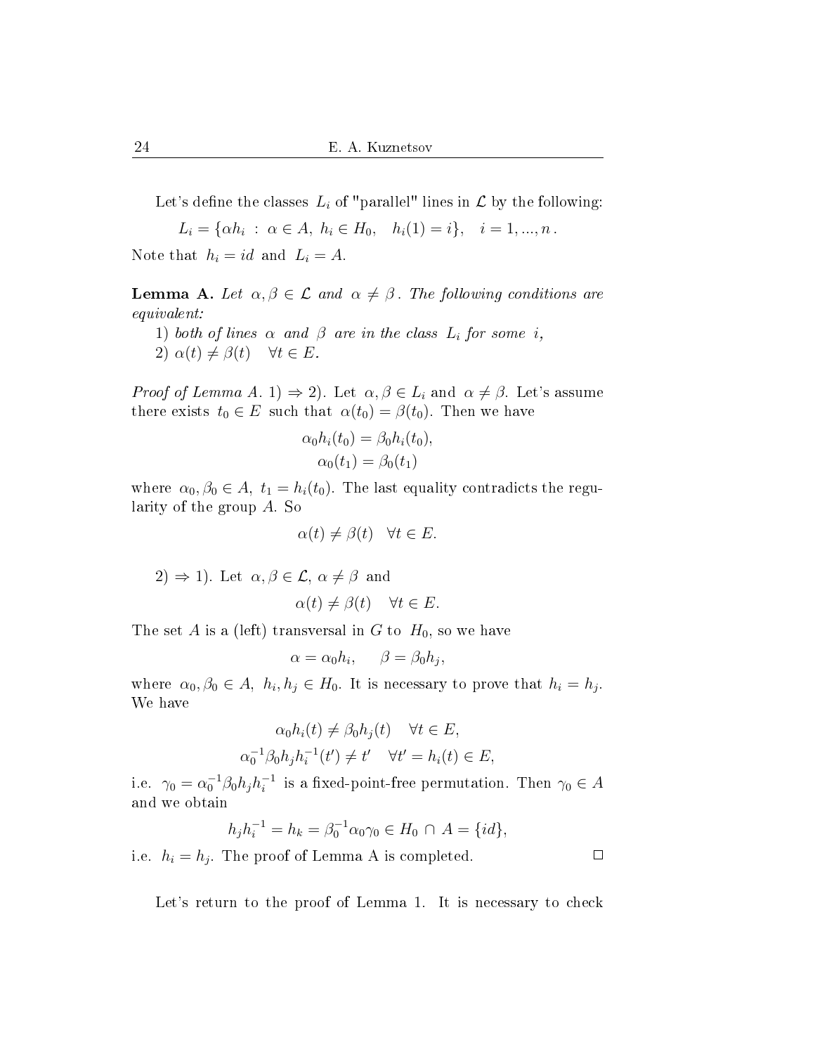Let's define the classes $L_i$ of "parallel" lines in $\mathcal{L}$ by the following:

$$L_i = \{\alpha h_i \ : \ \alpha \in A, \ h_i \in H_0, \quad h_i(1) = i\}, \quad i = 1, ..., n\,.$$

Note that $h_i = id$ and $L_i = A$.

**Lemma A.** *Let $\alpha, \beta \in \mathcal{L}$ and $\alpha \neq \beta$. The following conditions are equivalent:*

*1) both of lines $\alpha$ and $\beta$ are in the class $L_i$ for some $i$,*

*2) $\alpha(t) \neq \beta(t) \quad \forall t \in E$.*

*Proof of Lemma A.* 1) $\Rightarrow$ 2). Let $\alpha, \beta \in L_i$ and $\alpha \neq \beta$. Let's assume there exists $t_0 \in E$ such that $\alpha(t_0) = \beta(t_0)$. Then we have

$$\alpha_0 h_i(t_0) = \beta_0 h_i(t_0),$$
$$\alpha_0(t_1) = \beta_0(t_1)$$

where $\alpha_0, \beta_0 \in A, \ t_1 = h_i(t_0)$. The last equality contradicts the regularity of the group $A$. So

$$\alpha(t) \neq \beta(t) \quad \forall t \in E.$$

2) $\Rightarrow$ 1). Let $\alpha, \beta \in \mathcal{L}$, $\alpha \neq \beta$ and

$$\alpha(t) \neq \beta(t) \quad \forall t \in E.$$

The set $A$ is a (left) transversal in $G$ to $H_0$, so we have

$$\alpha = \alpha_0 h_i, \qquad \beta = \beta_0 h_j,$$

where $\alpha_0, \beta_0 \in A, \ h_i, h_j \in H_0$. It is necessary to prove that $h_i = h_j$. We have

$$\alpha_0 h_i(t) \neq \beta_0 h_j(t) \quad \forall t \in E,$$
$$\alpha_0^{-1}\beta_0 h_j h_i^{-1}(t') \neq t' \quad \forall t' = h_i(t) \in E,$$

i.e. $\gamma_0 = \alpha_0^{-1}\beta_0 h_j h_i^{-1}$ is a fixed-point-free permutation. Then $\gamma_0 \in A$ and we obtain

$$h_j h_i^{-1} = h_k = \beta_0^{-1}\alpha_0\gamma_0 \in H_0 \cap A = \{id\},$$

i.e. $h_i = h_j$. The proof of Lemma A is completed. □

Let's return to the proof of Lemma 1. It is necessary to check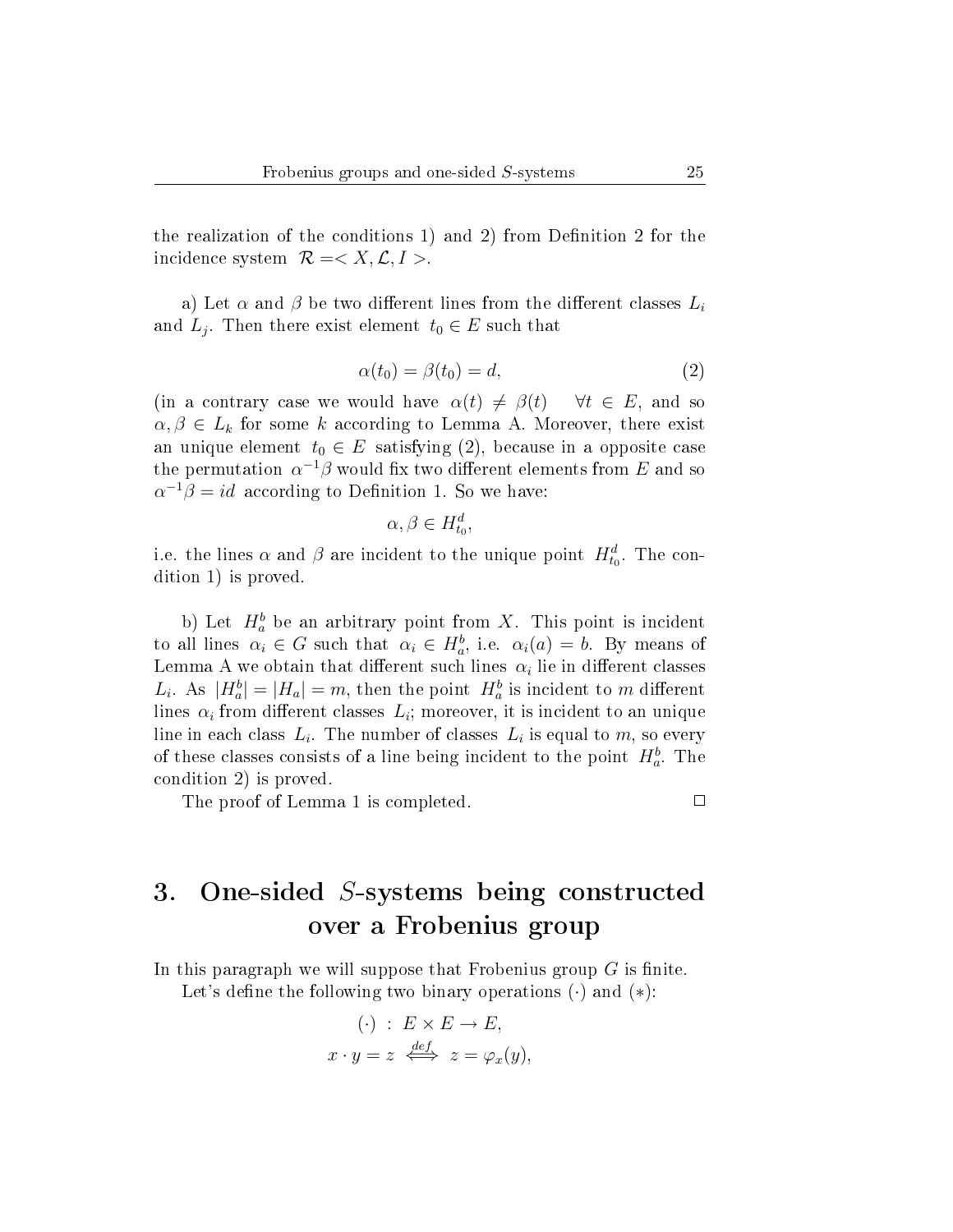the realization of the conditions 1) and 2) from Definition 2 for the incidence system $\mathcal{R} =< X, \mathcal{L}, I >$.

a) Let $\alpha$ and $\beta$ be two different lines from the different classes $L_i$ and $L_j$. Then there exist element $t_0 \in E$ such that

$$\alpha(t_0) = \beta(t_0) = d, \tag{2}$$

(in a contrary case we would have $\alpha(t) \neq \beta(t) \quad \forall t \in E$, and so $\alpha, \beta \in L_k$ for some $k$ according to Lemma A. Moreover, there exist an unique element $t_0 \in E$ satisfying (2), because in a opposite case the permutation $\alpha^{-1}\beta$ would fix two different elements from $E$ and so $\alpha^{-1}\beta = id$ according to Definition 1. So we have:

$$\alpha, \beta \in H_{t_0}^d,$$

i.e. the lines $\alpha$ and $\beta$ are incident to the unique point $H_{t_0}^d$. The condition 1) is proved.

b) Let $H_a^b$ be an arbitrary point from $X$. This point is incident to all lines $\alpha_i \in G$ such that $\alpha_i \in H_a^b$, i.e. $\alpha_i(a) = b$. By means of Lemma A we obtain that different such lines $\alpha_i$ lie in different classes $L_i$. As $|H_a^b| = |H_a| = m$, then the point $H_a^b$ is incident to $m$ different lines $\alpha_i$ from different classes $L_i$; moreover, it is incident to an unique line in each class $L_i$. The number of classes $L_i$ is equal to $m$, so every of these classes consists of a line being incident to the point $H_a^b$. The condition 2) is proved.

The proof of Lemma 1 is completed. $\square$

# 3. One-sided $S$-systems being constructed over a Frobenius group

In this paragraph we will suppose that Frobenius group $G$ is finite.

Let's define the following two binary operations $(\cdot)$ and $(*)$:

$$(\cdot) \ : \ E \times E \to E,$$

$$x \cdot y = z \ \overset{def}{\Longleftrightarrow} \ z = \varphi_x(y),$$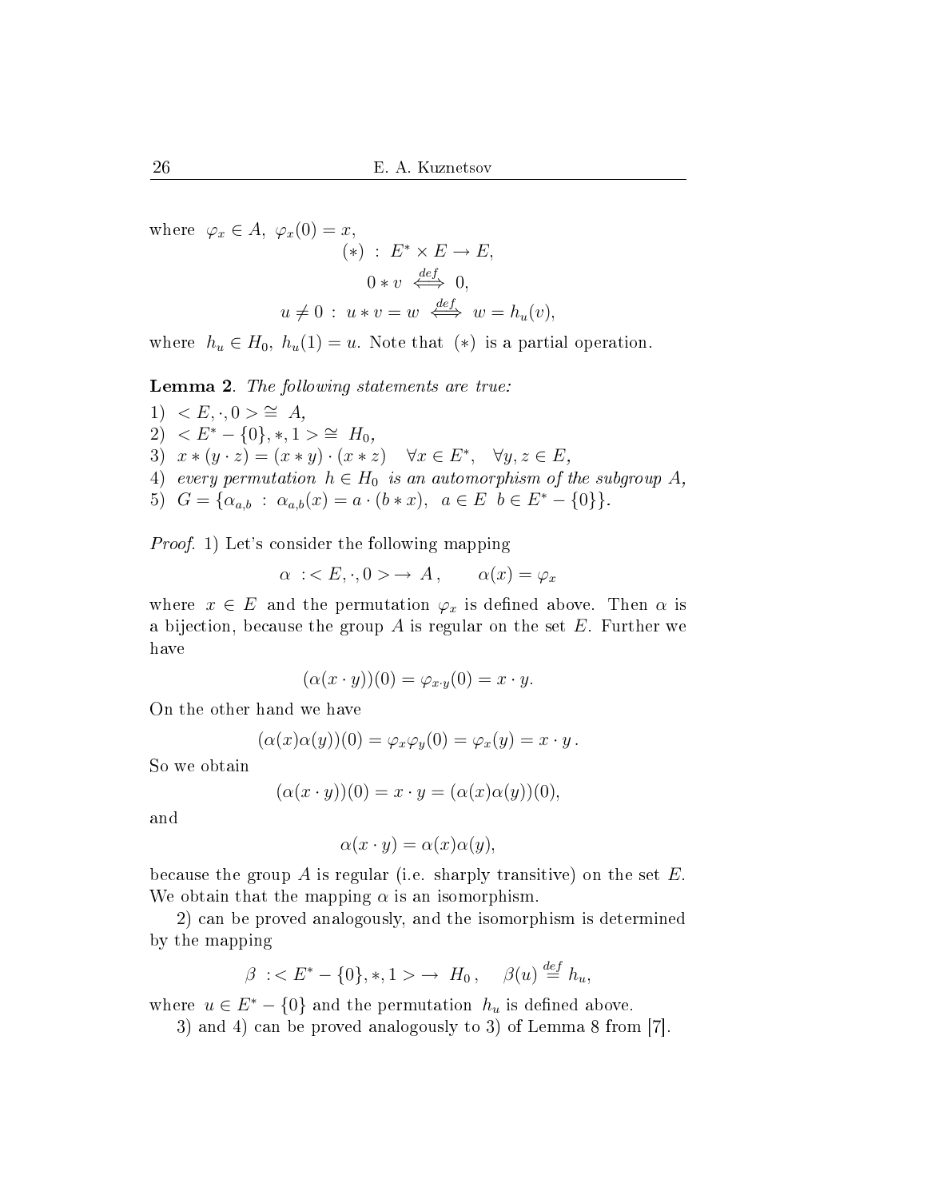where $\varphi_x \in A,\ \varphi_x(0) = x$,

$$(*)\ :\ E^* \times E \to E,$$

$$0 * v \ \overset{def}{\iff}\ 0,$$

$$u \neq 0\ :\ u * v = w \ \overset{def}{\iff}\ w = h_u(v),$$

where $h_u \in H_0,\ h_u(1) = u$. Note that $(*)$ is a partial operation.

**Lemma 2**. *The following statements are true:*

1) $< E, \cdot, 0 > \cong\ A$,
2) $< E^* - \{0\}, *, 1 > \cong\ H_0$,
3) $x * (y \cdot z) = (x * y) \cdot (x * z) \quad \forall x \in E^*, \quad \forall y, z \in E$,
4) *every permutation* $h \in H_0$ *is an automorphism of the subgroup* $A$,
5) $G = \{\alpha_{a,b}\ :\ \alpha_{a,b}(x) = a \cdot (b * x),\ \ a \in E\ \ b \in E^* - \{0\}\}$.

*Proof*. 1) Let's consider the following mapping

$$\alpha\ :< E, \cdot, 0 > \to\ A\,, \qquad \alpha(x) = \varphi_x$$

where $x \in E$ and the permutation $\varphi_x$ is defined above. Then $\alpha$ is a bijection, because the group $A$ is regular on the set $E$. Further we have

$$(\alpha(x \cdot y))(0) = \varphi_{x \cdot y}(0) = x \cdot y.$$

On the other hand we have

$$(\alpha(x)\alpha(y))(0) = \varphi_x\varphi_y(0) = \varphi_x(y) = x \cdot y\,.$$

So we obtain

$$(\alpha(x \cdot y))(0) = x \cdot y = (\alpha(x)\alpha(y))(0),$$

and

$$\alpha(x \cdot y) = \alpha(x)\alpha(y),$$

because the group $A$ is regular (i.e. sharply transitive) on the set $E$. We obtain that the mapping $\alpha$ is an isomorphism.

2) can be proved analogously, and the isomorphism is determined by the mapping

$$\beta\ :< E^* - \{0\}, *, 1 > \to\ H_0\,, \quad \beta(u) \overset{def}{=} h_u,$$

where $u \in E^* - \{0\}$ and the permutation $h_u$ is defined above.

3) and 4) can be proved analogously to 3) of Lemma 8 from [7].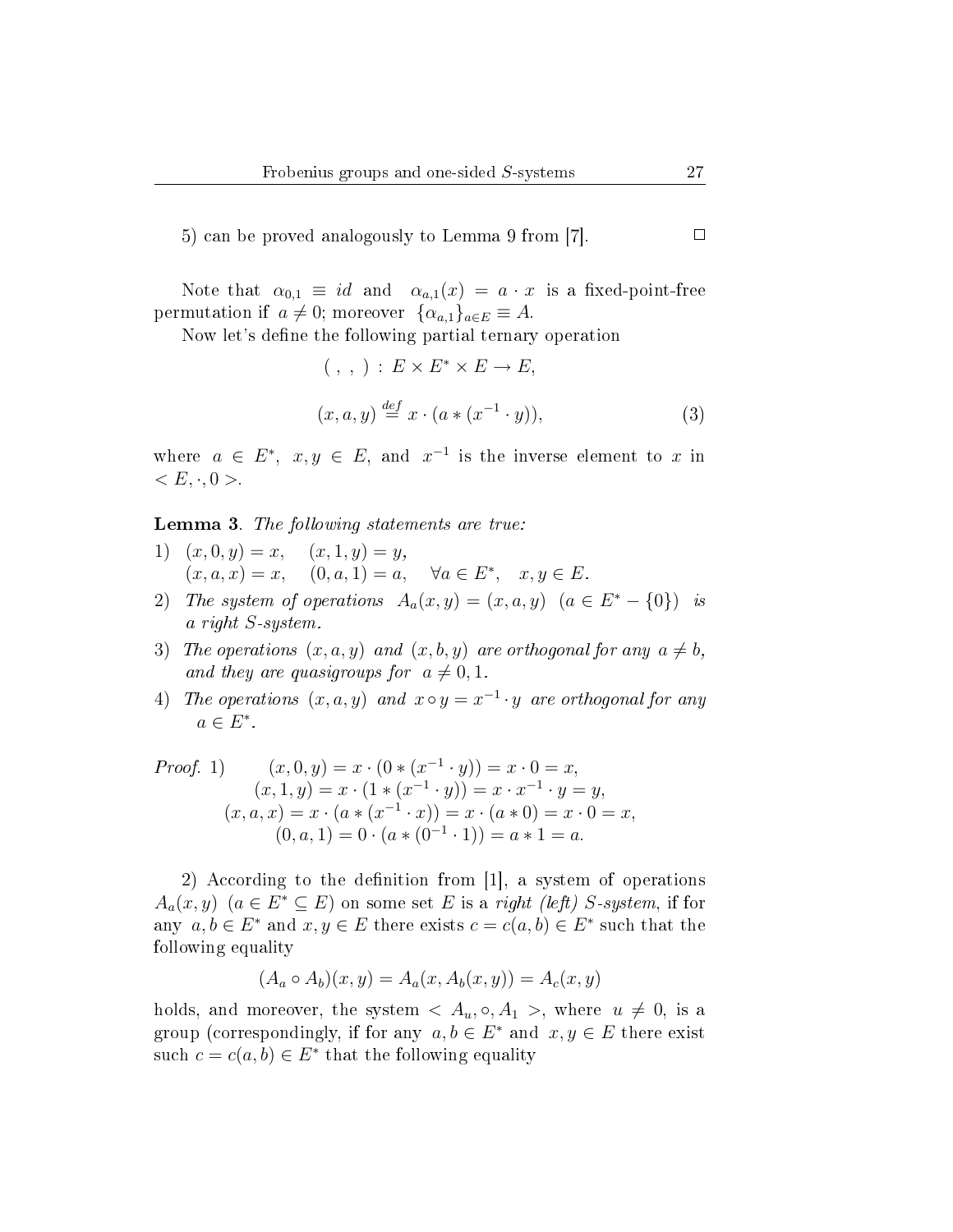5) can be proved analogously to Lemma 9 from [7]. $\square$

Note that $\alpha_{0,1} \equiv id$ and $\alpha_{a,1}(x) = a \cdot x$ is a fixed-point-free permutation if $a \neq 0$; moreover $\{\alpha_{a,1}\}_{a \in E} \equiv A$.

Now let's define the following partial ternary operation

$$( \, , \, , \, ) : E \times E^* \times E \to E,$$

$$(x, a, y) \stackrel{def}{=} x \cdot (a * (x^{-1} \cdot y)), \tag{3}$$

where $a \in E^*$, $x, y \in E$, and $x^{-1}$ is the inverse element to $x$ in $< E, \cdot, 0 >$.

**Lemma 3**. *The following statements are true:*

1) $(x, 0, y) = x, \quad (x, 1, y) = y,$
   $(x, a, x) = x, \quad (0, a, 1) = a, \quad \forall a \in E^*, \quad x, y \in E.$
2) *The system of operations* $A_a(x, y) = (x, a, y)$ $(a \in E^* - \{0\})$ *is a right S-system.*
3) *The operations* $(x, a, y)$ *and* $(x, b, y)$ *are orthogonal for any* $a \neq b$, *and they are quasigroups for* $a \neq 0, 1$.
4) *The operations* $(x, a, y)$ *and* $x \circ y = x^{-1} \cdot y$ *are orthogonal for any* $a \in E^*$.

*Proof.* 1)

$$(x, 0, y) = x \cdot (0 * (x^{-1} \cdot y)) = x \cdot 0 = x,$$
$$(x, 1, y) = x \cdot (1 * (x^{-1} \cdot y)) = x \cdot x^{-1} \cdot y = y,$$
$$(x, a, x) = x \cdot (a * (x^{-1} \cdot x)) = x \cdot (a * 0) = x \cdot 0 = x,$$
$$(0, a, 1) = 0 \cdot (a * (0^{-1} \cdot 1)) = a * 1 = a.$$

2) According to the definition from [1], a system of operations $A_a(x, y)$ $(a \in E^* \subseteq E)$ on some set $E$ is a *right (left) S-system*, if for any $a, b \in E^*$ and $x, y \in E$ there exists $c = c(a, b) \in E^*$ such that the following equality

$$(A_a \circ A_b)(x, y) = A_a(x, A_b(x, y)) = A_c(x, y)$$

holds, and moreover, the system $< A_u, \circ, A_1 >$, where $u \neq 0$, is a group (correspondingly, if for any $a, b \in E^*$ and $x, y \in E$ there exist such $c = c(a, b) \in E^*$ that the following equality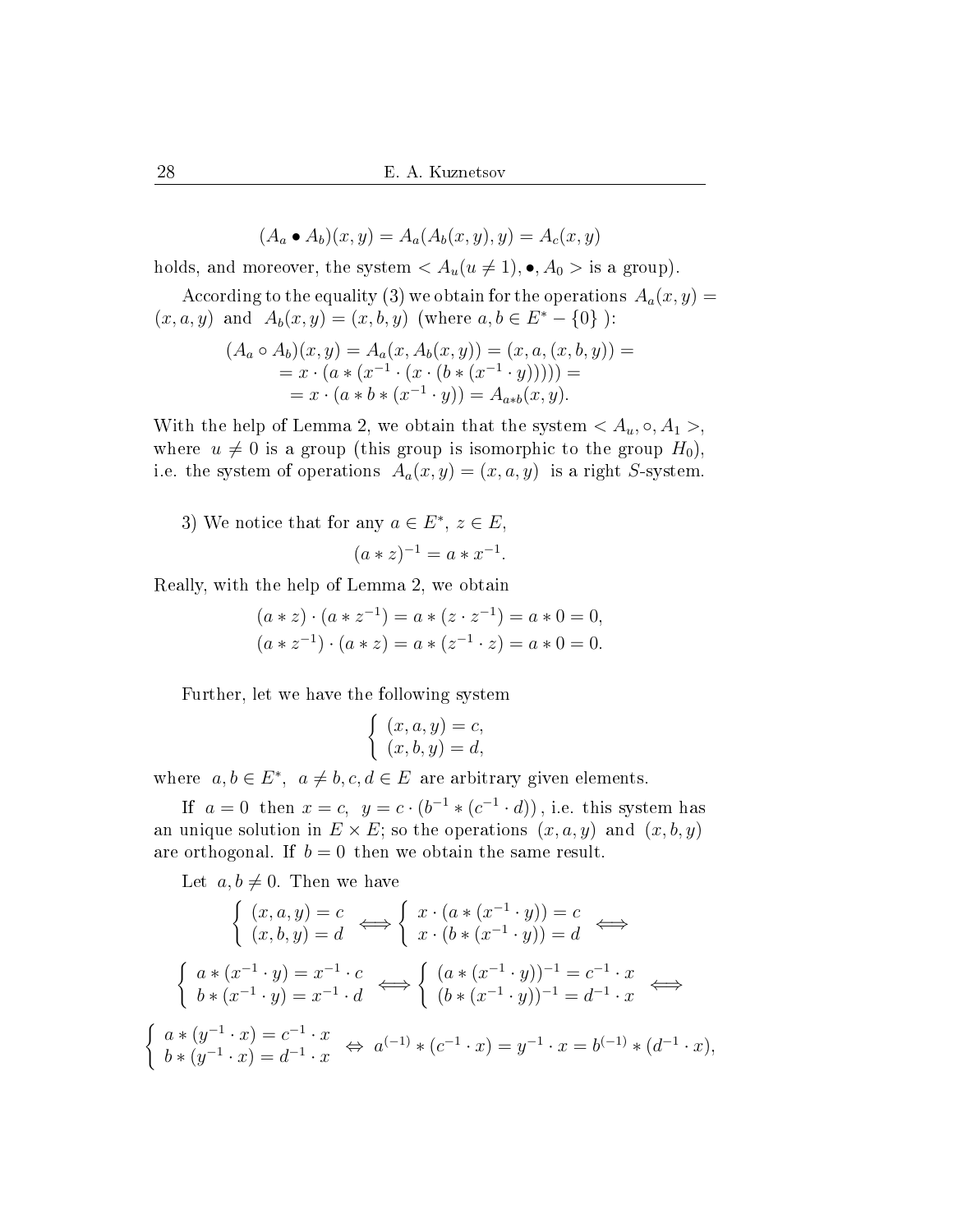$$(A_a \bullet A_b)(x, y) = A_a(A_b(x, y), y) = A_c(x, y)$$

holds, and moreover, the system $< A_u(u \neq 1), \bullet, A_0 >$ is a group).

According to the equality (3) we obtain for the operations $A_a(x, y) = (x, a, y)$ and $A_b(x, y) = (x, b, y)$ (where $a, b \in E^* - \{0\}$ ):

$$\begin{aligned}(A_a \circ A_b)(x, y) = A_a(x, A_b(x, y)) = (x, a, (x, b, y)) = \\ = x \cdot (a * (x^{-1} \cdot (x \cdot (b * (x^{-1} \cdot y))))) = \\ = x \cdot (a * b * (x^{-1} \cdot y)) = A_{a*b}(x, y).\end{aligned}$$

With the help of Lemma 2, we obtain that the system $< A_u, \circ, A_1 >$, where $u \neq 0$ is a group (this group is isomorphic to the group $H_0$), i.e. the system of operations $A_a(x, y) = (x, a, y)$ is a right $S$-system.

3) We notice that for any $a \in E^*$, $z \in E$,

$$(a * z)^{-1} = a * x^{-1}.$$

Really, with the help of Lemma 2, we obtain

$$\begin{aligned}(a * z) \cdot (a * z^{-1}) = a * (z \cdot z^{-1}) = a * 0 = 0, \\ (a * z^{-1}) \cdot (a * z) = a * (z^{-1} \cdot z) = a * 0 = 0.\end{aligned}$$

Further, let we have the following system

$$\begin{cases} (x, a, y) = c, \\ (x, b, y) = d, \end{cases}$$

where $a, b \in E^*$, $a \neq b, c, d \in E$ are arbitrary given elements.

If $a = 0$ then $x = c$, $y = c \cdot (b^{-1} * (c^{-1} \cdot d))$, i.e. this system has an unique solution in $E \times E$; so the operations $(x, a, y)$ and $(x, b, y)$ are orthogonal. If $b = 0$ then we obtain the same result.

Let $a, b \neq 0$. Then we have

$$\begin{cases} (x, a, y) = c \\ (x, b, y) = d \end{cases} \Longleftrightarrow \begin{cases} x \cdot (a * (x^{-1} \cdot y)) = c \\ x \cdot (b * (x^{-1} \cdot y)) = d \end{cases} \Longleftrightarrow$$

$$\begin{cases} a * (x^{-1} \cdot y) = x^{-1} \cdot c \\ b * (x^{-1} \cdot y) = x^{-1} \cdot d \end{cases} \Longleftrightarrow \begin{cases} (a * (x^{-1} \cdot y))^{-1} = c^{-1} \cdot x \\ (b * (x^{-1} \cdot y))^{-1} = d^{-1} \cdot x \end{cases} \Longleftrightarrow$$

$$\begin{cases} a * (y^{-1} \cdot x) = c^{-1} \cdot x \\ b * (y^{-1} \cdot x) = d^{-1} \cdot x \end{cases} \Leftrightarrow a^{(-1)} * (c^{-1} \cdot x) = y^{-1} \cdot x = b^{(-1)} * (d^{-1} \cdot x),$$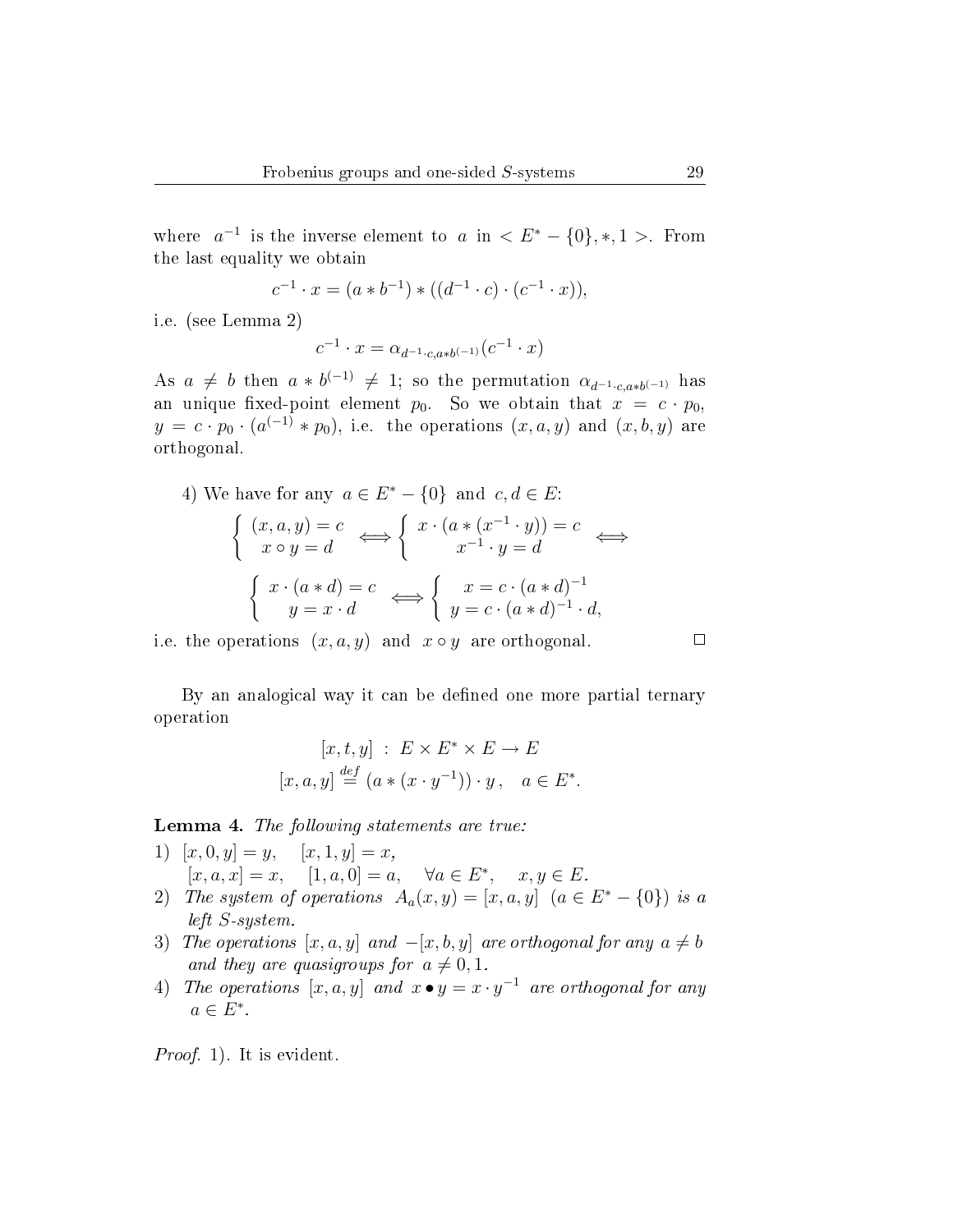where $a^{-1}$ is the inverse element to $a$ in $< E^* - \{0\}, *, 1 >$. From the last equality we obtain

$$c^{-1} \cdot x = (a * b^{-1}) * ((d^{-1} \cdot c) \cdot (c^{-1} \cdot x)),$$

i.e. (see Lemma 2)

$$c^{-1} \cdot x = \alpha_{d^{-1} \cdot c, a * b^{(-1)}}(c^{-1} \cdot x)$$

As $a \neq b$ then $a * b^{(-1)} \neq 1$; so the permutation $\alpha_{d^{-1} \cdot c, a * b^{(-1)}}$ has an unique fixed-point element $p_0$. So we obtain that $x = c \cdot p_0$, $y = c \cdot p_0 \cdot (a^{(-1)} * p_0)$, i.e. the operations $(x, a, y)$ and $(x, b, y)$ are orthogonal.

4) We have for any $a \in E^* - \{0\}$ and $c, d \in E$:

$$\begin{cases} (x, a, y) = c \\ x \circ y = d \end{cases} \Longleftrightarrow \begin{cases} x \cdot (a * (x^{-1} \cdot y)) = c \\ x^{-1} \cdot y = d \end{cases} \Longleftrightarrow$$

$$\begin{cases} x \cdot (a * d) = c \\ y = x \cdot d \end{cases} \Longleftrightarrow \begin{cases} x = c \cdot (a * d)^{-1} \\ y = c \cdot (a * d)^{-1} \cdot d, \end{cases}$$

i.e. the operations $(x, a, y)$ and $x \circ y$ are orthogonal. □

By an analogical way it can be defined one more partial ternary operation

$$[x, t, y] \; : \; E \times E^* \times E \to E$$

$$[x, a, y] \overset{def}{=} (a * (x \cdot y^{-1})) \cdot y \,, \quad a \in E^*.$$

**Lemma 4.** *The following statements are true:*

1) $[x, 0, y] = y, \quad [x, 1, y] = x,$
   $[x, a, x] = x, \quad [1, a, 0] = a, \quad \forall a \in E^*, \quad x, y \in E.$
2) *The system of operations* $A_a(x, y) = [x, a, y]$ $(a \in E^* - \{0\})$ *is a left S-system.*
3) *The operations* $[x, a, y]$ *and* $-[x, b, y]$ *are orthogonal for any* $a \neq b$ *and they are quasigroups for* $a \neq 0, 1$.
4) *The operations* $[x, a, y]$ *and* $x \bullet y = x \cdot y^{-1}$ *are orthogonal for any* $a \in E^*$.

*Proof.* 1). It is evident.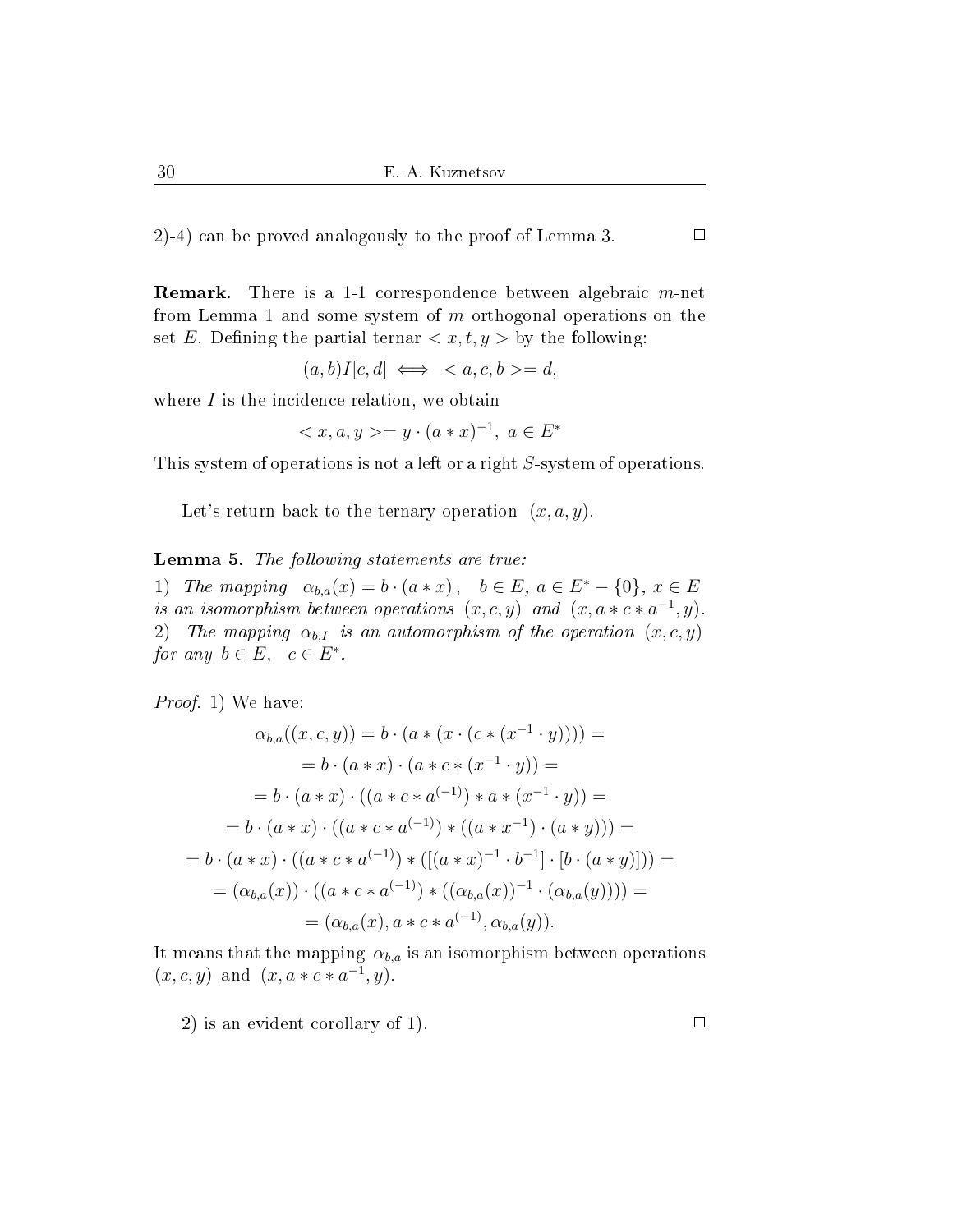2)-4) can be proved analogously to the proof of Lemma 3. $\square$

**Remark.** There is a 1-1 correspondence between algebraic $m$-net from Lemma 1 and some system of $m$ orthogonal operations on the set $E$. Defining the partial ternar $< x, t, y >$ by the following:

$$(a, b)I[c, d] \iff < a, c, b >= d,$$

where $I$ is the incidence relation, we obtain

$$< x, a, y >= y \cdot (a * x)^{-1}, \; a \in E^*$$

This system of operations is not a left or a right $S$-system of operations.

Let's return back to the ternary operation $(x, a, y)$.

**Lemma 5.** *The following statements are true:*
*1) The mapping* $\alpha_{b,a}(x) = b \cdot (a * x)$, $b \in E$, $a \in E^* - \{0\}$, $x \in E$ *is an isomorphism between operations* $(x, c, y)$ *and* $(x, a * c * a^{-1}, y)$.
*2) The mapping* $\alpha_{b,I}$ *is an automorphism of the operation* $(x, c, y)$ *for any* $b \in E$, $c \in E^*$.

*Proof.* 1) We have:

$$\alpha_{b,a}((x, c, y)) = b \cdot (a * (x \cdot (c * (x^{-1} \cdot y)))) =$$
$$= b \cdot (a * x) \cdot (a * c * (x^{-1} \cdot y)) =$$
$$= b \cdot (a * x) \cdot ((a * c * a^{(-1)}) * a * (x^{-1} \cdot y)) =$$
$$= b \cdot (a * x) \cdot ((a * c * a^{(-1)}) * ((a * x^{-1}) \cdot (a * y))) =$$
$$= b \cdot (a * x) \cdot ((a * c * a^{(-1)}) * ([(a * x)^{-1} \cdot b^{-1}] \cdot [b \cdot (a * y)])) =$$
$$= (\alpha_{b,a}(x)) \cdot ((a * c * a^{(-1)}) * ((\alpha_{b,a}(x))^{-1} \cdot (\alpha_{b,a}(y)))) =$$
$$= (\alpha_{b,a}(x), a * c * a^{(-1)}, \alpha_{b,a}(y)).$$

It means that the mapping $\alpha_{b,a}$ is an isomorphism between operations $(x, c, y)$ and $(x, a * c * a^{-1}, y)$.

2) is an evident corollary of 1). $\square$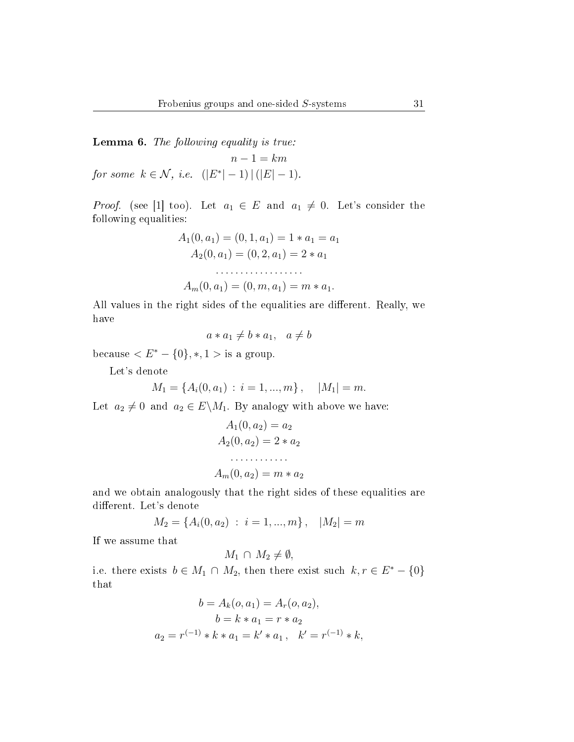**Lemma 6.** *The following equality is true:*

$$n - 1 = km$$

*for some* $k \in \mathcal{N}$, *i.e.* $(|E^*| - 1) \,|\, (|E| - 1)$.

*Proof.* (see [1] too). Let $a_1 \in E$ and $a_1 \neq 0$. Let's consider the following equalities:

$$A_1(0, a_1) = (0, 1, a_1) = 1 * a_1 = a_1$$
$$A_2(0, a_1) = (0, 2, a_1) = 2 * a_1$$
$$\dots\dots\dots\dots\dots\dots$$
$$A_m(0, a_1) = (0, m, a_1) = m * a_1.$$

All values in the right sides of the equalities are different. Really, we have

$$a * a_1 \neq b * a_1, \quad a \neq b$$

because $< E^* - \{0\}, *, 1 >$ is a group.

Let's denote

$$M_1 = \{A_i(0, a_1) \,:\, i = 1, ..., m\}, \quad |M_1| = m.$$

Let $a_2 \neq 0$ and $a_2 \in E \backslash M_1$. By analogy with above we have:

$$A_1(0, a_2) = a_2$$
$$A_2(0, a_2) = 2 * a_2$$
$$\dots\dots\dots\dots$$
$$A_m(0, a_2) = m * a_2$$

and we obtain analogously that the right sides of these equalities are different. Let's denote

$$M_2 = \{A_i(0, a_2) \,:\, i = 1, ..., m\}, \quad |M_2| = m$$

If we assume that

$$M_1 \cap M_2 \neq \emptyset,$$

i.e. there exists $b \in M_1 \cap M_2$, then there exist such $k, r \in E^* - \{0\}$ that

$$b = A_k(o, a_1) = A_r(o, a_2),$$
$$b = k * a_1 = r * a_2$$
$$a_2 = r^{(-1)} * k * a_1 = k' * a_1\,, \quad k' = r^{(-1)} * k,$$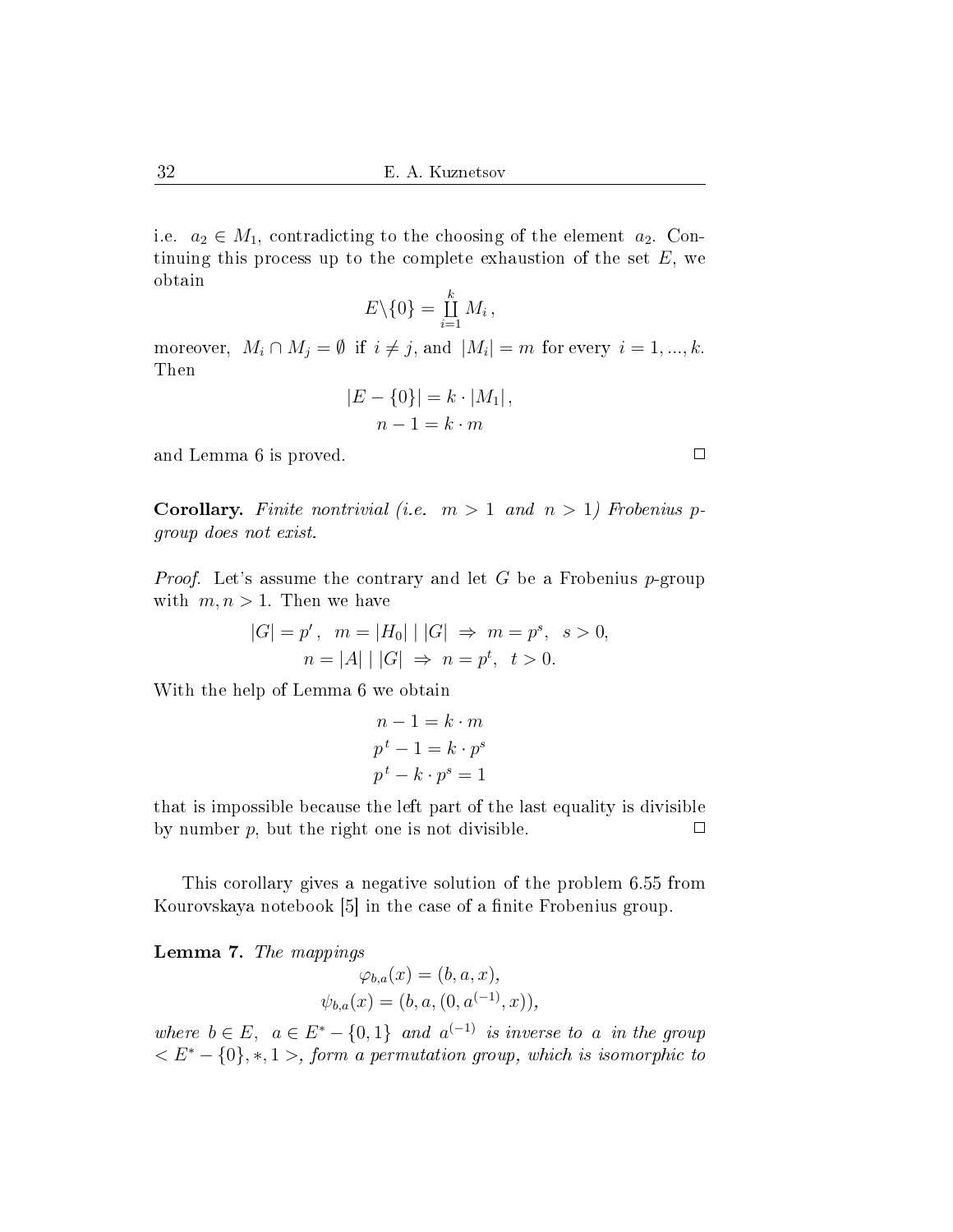i.e. $a_2 \in M_1$, contradicting to the choosing of the element $a_2$. Continuing this process up to the complete exhaustion of the set $E$, we obtain

$$E \backslash \{0\} = \coprod_{i=1}^{k} M_i \,,$$

moreover, $M_i \cap M_j = \emptyset$ if $i \neq j$, and $|M_i| = m$ for every $i = 1, ..., k$. Then

$$|E - \{0\}| = k \cdot |M_1| \,,$$
$$n - 1 = k \cdot m$$

and Lemma 6 is proved. $\square$

**Corollary.** *Finite nontrivial (i.e. $m > 1$ and $n > 1$) Frobenius $p$-group does not exist.*

*Proof.* Let's assume the contrary and let $G$ be a Frobenius $p$-group with $m, n > 1$. Then we have

$$|G| = p^r \,, \quad m = |H_0| \mid |G| \;\Rightarrow\; m = p^s, \quad s > 0,$$
$$n = |A| \mid |G| \;\Rightarrow\; n = p^t, \quad t > 0.$$

With the help of Lemma 6 we obtain

$$n - 1 = k \cdot m$$
$$p^t - 1 = k \cdot p^s$$
$$p^t - k \cdot p^s = 1$$

that is impossible because the left part of the last equality is divisible by number $p$, but the right one is not divisible. $\square$

This corollary gives a negative solution of the problem 6.55 from Kourovskaya notebook [5] in the case of a finite Frobenius group.

**Lemma 7.** *The mappings*

$$\varphi_{b,a}(x) = (b, a, x),$$
$$\psi_{b,a}(x) = (b, a, (0, a^{(-1)}, x)),$$

*where $b \in E$, $a \in E^* - \{0, 1\}$ and $a^{(-1)}$ is inverse to $a$ in the group $< E^* - \{0\}, *, 1 >$, form a permutation group, which is isomorphic to*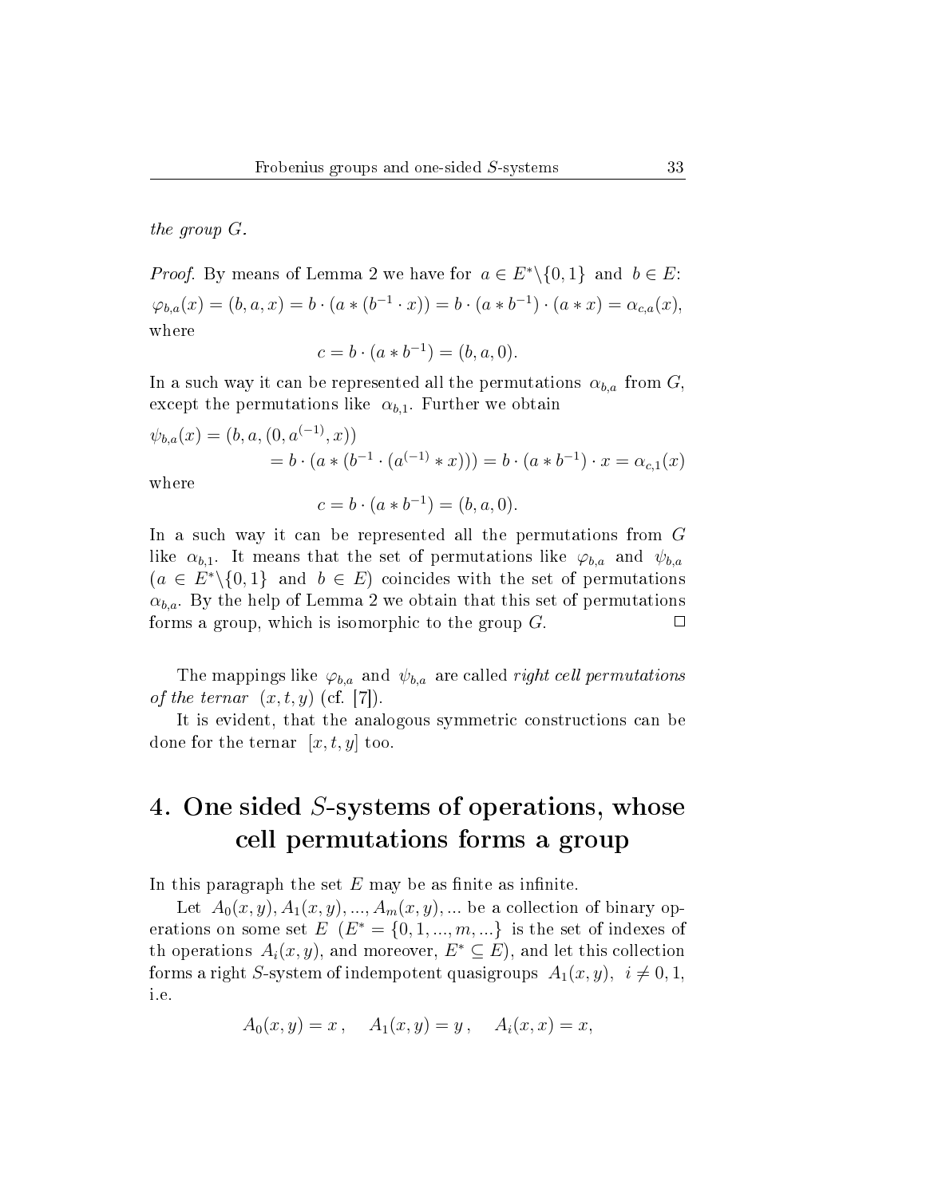*the group $G$.*

*Proof.* By means of Lemma 2 we have for $a \in E^*\backslash\{0,1\}$ and $b \in E$:
$\varphi_{b,a}(x) = (b, a, x) = b \cdot (a * (b^{-1} \cdot x)) = b \cdot (a * b^{-1}) \cdot (a * x) = \alpha_{c,a}(x)$,
where

$$c = b \cdot (a * b^{-1}) = (b, a, 0).$$

In a such way it can be represented all the permutations $\alpha_{b,a}$ from $G$, except the permutations like $\alpha_{b,1}$. Further we obtain

$$\psi_{b,a}(x) = (b, a, (0, a^{(-1)}, x))$$
$$= b \cdot (a * (b^{-1} \cdot (a^{(-1)} * x))) = b \cdot (a * b^{-1}) \cdot x = \alpha_{c,1}(x)$$

where

$$c = b \cdot (a * b^{-1}) = (b, a, 0).$$

In a such way it can be represented all the permutations from $G$ like $\alpha_{b,1}$. It means that the set of permutations like $\varphi_{b,a}$ and $\psi_{b,a}$ ($a \in E^*\backslash\{0,1\}$ and $b \in E$) coincides with the set of permutations $\alpha_{b,a}$. By the help of Lemma 2 we obtain that this set of permutations forms a group, which is isomorphic to the group $G$. □

The mappings like $\varphi_{b,a}$ and $\psi_{b,a}$ are called *right cell permutations of the ternar* $(x, t, y)$ (cf. [7]).

It is evident, that the analogous symmetric constructions can be done for the ternar $[x, t, y]$ too.

## 4. One sided $S$-systems of operations, whose cell permutations forms a group

In this paragraph the set $E$ may be as finite as infinite.

Let $A_0(x, y), A_1(x, y), ..., A_m(x, y), ...$ be a collection of binary operations on some set $E$ ($E^* = \{0, 1, ..., m, ...\}$ is the set of indexes of th operations $A_i(x, y)$, and moreover, $E^* \subseteq E$), and let this collection forms a right $S$-system of indempotent quasigroups $A_1(x, y)$, $i \neq 0, 1$, i.e.

$$A_0(x, y) = x\,, \quad A_1(x, y) = y\,, \quad A_i(x, x) = x,$$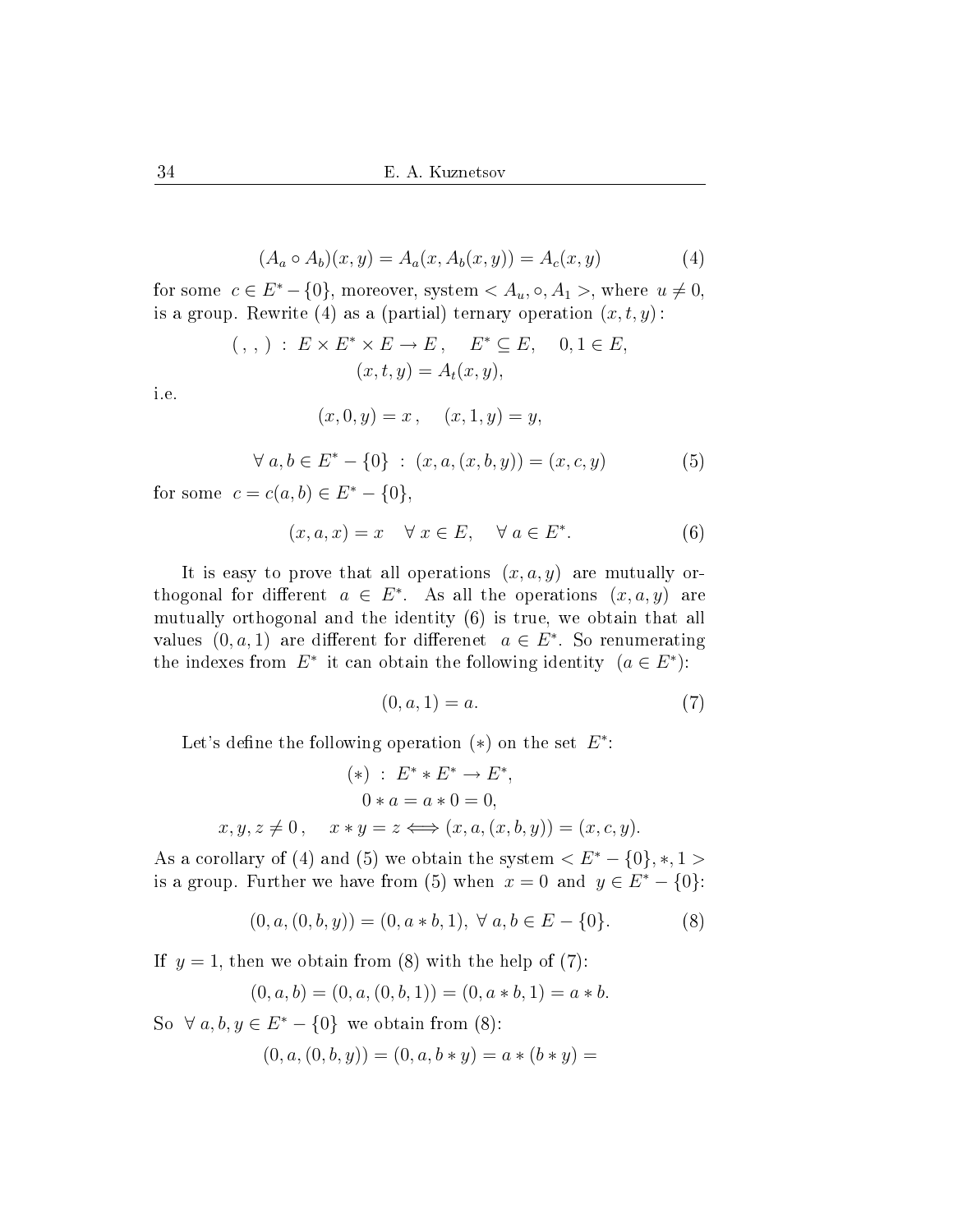$$(A_a \circ A_b)(x, y) = A_a(x, A_b(x, y)) = A_c(x, y) \tag{4}$$

for some $c \in E^* - \{0\}$, moreover, system $< A_u, \circ, A_1 >$, where $u \neq 0$, is a group. Rewrite (4) as a (partial) ternary operation $(x, t, y)$:

$$( \, , \, , \,) \; : \; E \times E^* \times E \to E \, , \quad E^* \subseteq E, \quad 0, 1 \in E,$$
$$(x, t, y) = A_t(x, y),$$

i.e.

$$(x, 0, y) = x \, , \quad (x, 1, y) = y,$$

$$\forall \, a, b \in E^* - \{0\} \; : \; (x, a, (x, b, y)) = (x, c, y) \tag{5}$$

for some $c = c(a, b) \in E^* - \{0\}$,

$$(x, a, x) = x \quad \forall \, x \in E, \quad \forall \, a \in E^*. \tag{6}$$

It is easy to prove that all operations $(x, a, y)$ are mutually orthogonal for different $a \in E^*$. As all the operations $(x, a, y)$ are mutually orthogonal and the identity (6) is true, we obtain that all values $(0, a, 1)$ are different for differenet $a \in E^*$. So renumerating the indexes from $E^*$ it can obtain the following identity $(a \in E^*)$:

$$(0, a, 1) = a. \tag{7}$$

Let's define the following operation $(*)$ on the set $E^*$:

$$(*) \; : \; E^* * E^* \to E^*,$$
$$0 * a = a * 0 = 0,$$
$$x, y, z \neq 0 \, , \quad x * y = z \Longleftrightarrow (x, a, (x, b, y)) = (x, c, y).$$

As a corollary of (4) and (5) we obtain the system $< E^* - \{0\}, *, 1 >$ is a group. Further we have from (5) when $x = 0$ and $y \in E^* - \{0\}$:

$$(0, a, (0, b, y)) = (0, a * b, 1), \; \forall \, a, b \in E - \{0\}. \tag{8}$$

If $y = 1$, then we obtain from (8) with the help of (7):

$$(0, a, b) = (0, a, (0, b, 1)) = (0, a * b, 1) = a * b.$$

So $\forall \, a, b, y \in E^* - \{0\}$ we obtain from (8):

$$(0, a, (0, b, y)) = (0, a, b * y) = a * (b * y) =$$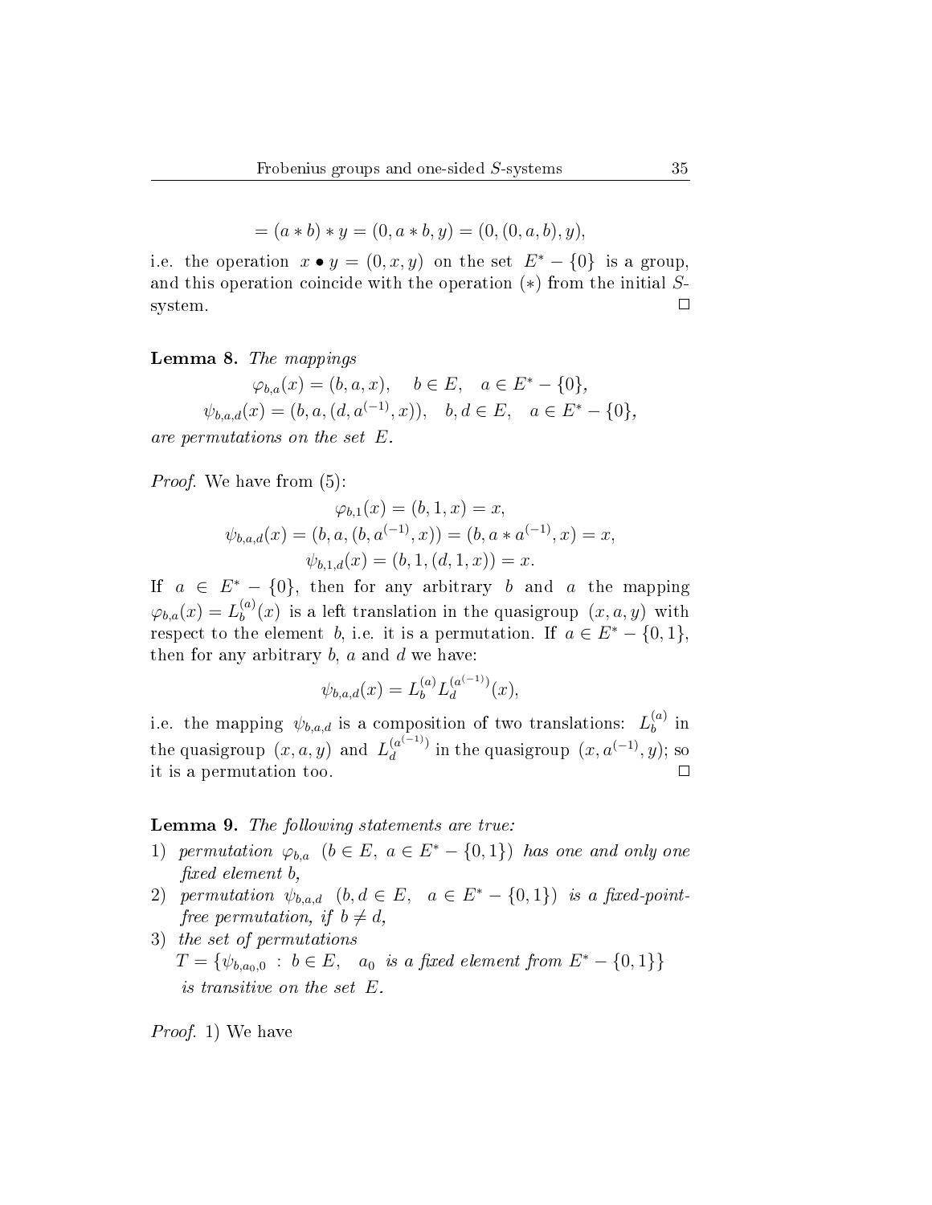$$= (a * b) * y = (0, a * b, y) = (0, (0, a, b), y),$$

i.e. the operation $x \bullet y = (0, x, y)$ on the set $E^* - \{0\}$ is a group, and this operation coincide with the operation $(*)$ from the initial $S$-system. $\square$

**Lemma 8.** *The mappings*

$$\varphi_{b,a}(x) = (b, a, x), \quad b \in E, \quad a \in E^* - \{0\},$$
$$\psi_{b,a,d}(x) = (b, a, (d, a^{(-1)}, x)), \quad b, d \in E, \quad a \in E^* - \{0\},$$

*are permutations on the set $E$.*

*Proof.* We have from (5):

$$\varphi_{b,1}(x) = (b, 1, x) = x,$$
$$\psi_{b,a,d}(x) = (b, a, (b, a^{(-1)}, x)) = (b, a * a^{(-1)}, x) = x,$$
$$\psi_{b,1,d}(x) = (b, 1, (d, 1, x)) = x.$$

If $a \in E^* - \{0\}$, then for any arbitrary $b$ and $a$ the mapping $\varphi_{b,a}(x) = L_b^{(a)}(x)$ is a left translation in the quasigroup $(x, a, y)$ with respect to the element $b$, i.e. it is a permutation. If $a \in E^* - \{0, 1\}$, then for any arbitrary $b$, $a$ and $d$ we have:

$$\psi_{b,a,d}(x) = L_b^{(a)} L_d^{(a^{(-1)})}(x),$$

i.e. the mapping $\psi_{b,a,d}$ is a composition of two translations: $L_b^{(a)}$ in the quasigroup $(x, a, y)$ and $L_d^{(a^{(-1)})}$ in the quasigroup $(x, a^{(-1)}, y)$; so it is a permutation too. $\square$

**Lemma 9.** *The following statements are true:*

1) *permutation $\varphi_{b,a}$ $(b \in E,\ a \in E^* - \{0, 1\})$ has one and only one fixed element $b$,*
2) *permutation $\psi_{b,a,d}$ $(b, d \in E, \quad a \in E^* - \{0, 1\})$ is a fixed-point-free permutation, if $b \neq d$,*
3) *the set of permutations*
   $T = \{\psi_{b,a_0,0} \ : \ b \in E, \quad a_0$ *is a fixed element from* $E^* - \{0, 1\}\}$
   *is transitive on the set $E$.*

*Proof.* 1) We have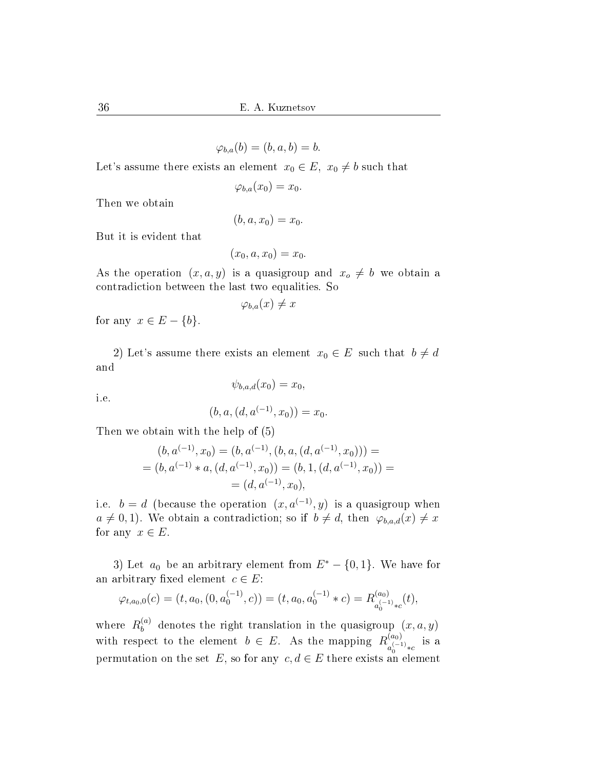$$\varphi_{b,a}(b) = (b, a, b) = b.$$

Let's assume there exists an element $x_0 \in E,\ x_0 \neq b$ such that

$$\varphi_{b,a}(x_0) = x_0.$$

Then we obtain

$$(b, a, x_0) = x_0.$$

But it is evident that

$$(x_0, a, x_0) = x_0.$$

As the operation $(x, a, y)$ is a quasigroup and $x_o \neq b$ we obtain a contradiction between the last two equalities. So

$$\varphi_{b,a}(x) \neq x$$

for any $x \in E - \{b\}$.

2) Let's assume there exists an element $x_0 \in E$ such that $b \neq d$ and

$$\psi_{b,a,d}(x_0) = x_0,$$

i.e.

$$(b, a, (d, a^{(-1)}, x_0)) = x_0.$$

Then we obtain with the help of (5)

$$
\begin{gathered}
(b, a^{(-1)}, x_0) = (b, a^{(-1)}, (b, a, (d, a^{(-1)}, x_0))) = \\
= (b, a^{(-1)} * a, (d, a^{(-1)}, x_0)) = (b, 1, (d, a^{(-1)}, x_0)) = \\
= (d, a^{(-1)}, x_0),
\end{gathered}
$$

i.e. $b = d$ (because the operation $(x, a^{(-1)}, y)$ is a quasigroup when $a \neq 0, 1$). We obtain a contradiction; so if $b \neq d$, then $\varphi_{b,a,d}(x) \neq x$ for any $x \in E$.

3) Let $a_0$ be an arbitrary element from $E^* - \{0, 1\}$. We have for an arbitrary fixed element $c \in E$:

$$\varphi_{t,a_0,0}(c) = (t, a_0, (0, a_0^{(-1)}, c)) = (t, a_0, a_0^{(-1)} * c) = R^{(a_0)}_{a_0^{(-1)} * c}(t),$$

where $R^{(a)}_b$ denotes the right translation in the quasigroup $(x, a, y)$ with respect to the element $b \in E$. As the mapping $R^{(a_0)}_{a_0^{(-1)} * c}$ is a permutation on the set $E$, so for any $c, d \in E$ there exists an element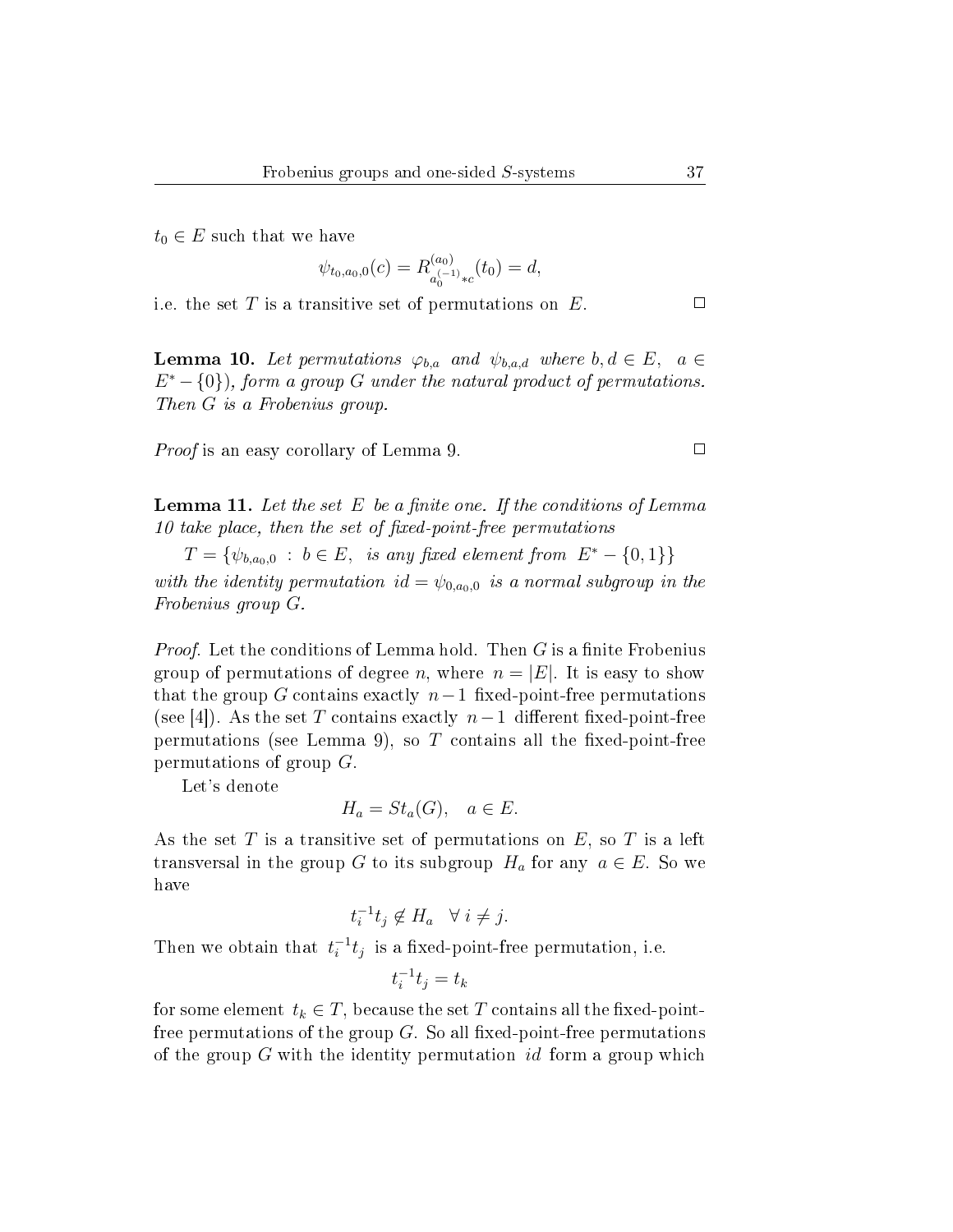$t_0 \in E$ such that we have

$$\psi_{t_0,a_0,0}(c) = R^{(a_0)}_{a_0^{(-1)}*c}(t_0) = d,$$

i.e. the set $T$ is a transitive set of permutations on $E$. $\square$

**Lemma 10.** *Let permutations $\varphi_{b,a}$ and $\psi_{b,a,d}$ where $b, d \in E$, $a \in E^* - \{0\}$), form a group $G$ under the natural product of permutations. Then $G$ is a Frobenius group.*

*Proof* is an easy corollary of Lemma 9. $\square$

**Lemma 11.** *Let the set $E$ be a finite one. If the conditions of Lemma 10 take place, then the set of fixed-point-free permutations*

$T = \{\psi_{b,a_0,0} \ : \ b \in E, \ \ \text{is any fixed element from } E^* - \{0,1\}\}$

*with the identity permutation $id = \psi_{0,a_0,0}$ is a normal subgroup in the Frobenius group $G$.*

*Proof.* Let the conditions of Lemma hold. Then $G$ is a finite Frobenius group of permutations of degree $n$, where $n = |E|$. It is easy to show that the group $G$ contains exactly $n-1$ fixed-point-free permutations (see [4]). As the set $T$ contains exactly $n-1$ different fixed-point-free permutations (see Lemma 9), so $T$ contains all the fixed-point-free permutations of group $G$.

Let's denote

$$H_a = St_a(G), \quad a \in E.$$

As the set $T$ is a transitive set of permutations on $E$, so $T$ is a left transversal in the group $G$ to its subgroup $H_a$ for any $a \in E$. So we have

$$t_i^{-1}t_j \notin H_a \quad \forall \ i \neq j.$$

Then we obtain that $t_i^{-1}t_j$ is a fixed-point-free permutation, i.e.

$$t_i^{-1}t_j = t_k$$

for some element $t_k \in T$, because the set $T$ contains all the fixed-point-free permutations of the group $G$. So all fixed-point-free permutations of the group $G$ with the identity permutation $id$ form a group which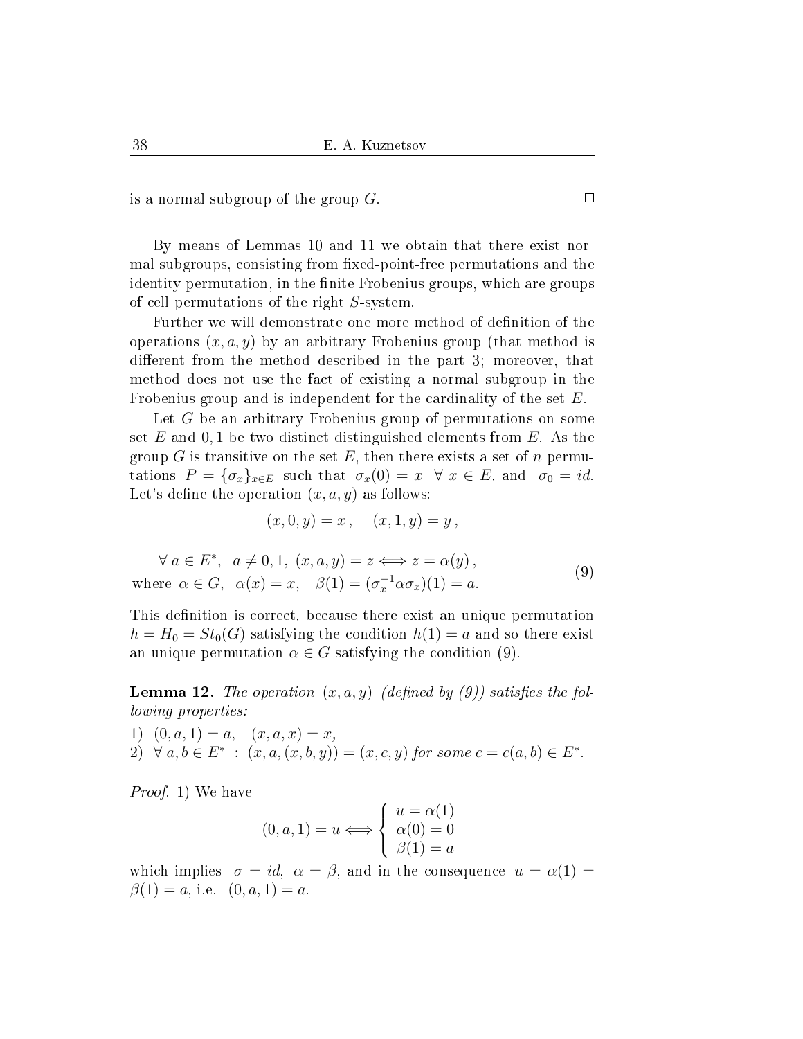is a normal subgroup of the group $G$. $\square$

By means of Lemmas 10 and 11 we obtain that there exist normal subgroups, consisting from fixed-point-free permutations and the identity permutation, in the finite Frobenius groups, which are groups of cell permutations of the right $S$-system.

Further we will demonstrate one more method of definition of the operations $(x, a, y)$ by an arbitrary Frobenius group (that method is different from the method described in the part 3; moreover, that method does not use the fact of existing a normal subgroup in the Frobenius group and is independent for the cardinality of the set $E$.

Let $G$ be an arbitrary Frobenius group of permutations on some set $E$ and $0, 1$ be two distinct distinguished elements from $E$. As the group $G$ is transitive on the set $E$, then there exists a set of $n$ permutations $P = \{\sigma_x\}_{x \in E}$ such that $\sigma_x(0) = x \ \ \forall \ x \in E$, and $\sigma_0 = id$. Let's define the operation $(x, a, y)$ as follows:

$$(x, 0, y) = x\,, \quad (x, 1, y) = y\,,$$

$$\begin{array}{l} \forall \ a \in E^*, \ \ a \neq 0, 1, \ (x, a, y) = z \Longleftrightarrow z = \alpha(y)\,, \\ \text{where } \ \alpha \in G, \ \ \alpha(x) = x, \ \ \beta(1) = (\sigma_x^{-1} \alpha \sigma_x)(1) = a. \end{array} \tag{9}$$

This definition is correct, because there exist an unique permutation $h = H_0 = St_0(G)$ satisfying the condition $h(1) = a$ and so there exist an unique permutation $\alpha \in G$ satisfying the condition (9).

**Lemma 12.** *The operation $(x, a, y)$ (defined by (9)) satisfies the following properties:*

1) $(0, a, 1) = a, \quad (x, a, x) = x,$
2) $\forall \ a, b \in E^* \ : \ (x, a, (x, b, y)) = (x, c, y)$ *for some* $c = c(a, b) \in E^*$.

*Proof.* 1) We have

$$(0, a, 1) = u \Longleftrightarrow \left\{ \begin{array}{l} u = \alpha(1) \\ \alpha(0) = 0 \\ \beta(1) = a \end{array} \right.$$

which implies $\sigma = id$, $\alpha = \beta$, and in the consequence $u = \alpha(1) = \beta(1) = a$, i.e. $(0, a, 1) = a$.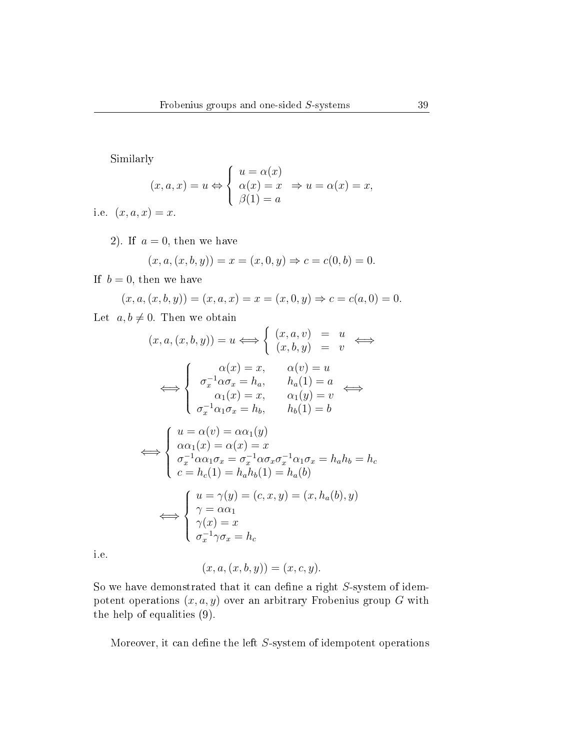Similarly

$$(x,a,x)=u \Leftrightarrow \left\{\begin{array}{l} u=\alpha(x) \\ \alpha(x)=x \\ \beta(1)=a \end{array}\right. \Rightarrow u=\alpha(x)=x,$$

i.e. $(x,a,x)=x$.

2). If $a=0$, then we have

$$(x,a,(x,b,y))=x=(x,0,y) \Rightarrow c=c(0,b)=0.$$

If $b=0$, then we have

$$(x,a,(x,b,y))=(x,a,x)=x=(x,0,y) \Rightarrow c=c(a,0)=0.$$

Let $a,b \neq 0$. Then we obtain

$$(x,a,(x,b,y))=u \Longleftrightarrow \left\{\begin{array}{lcl} (x,a,v) & = & u \\ (x,b,y) & = & v \end{array}\right. \Longleftrightarrow$$

$$\Longleftrightarrow \left\{\begin{array}{rl} \alpha(x)=x, & \alpha(v)=u \\ \sigma_x^{-1}\alpha\sigma_x=h_a, & h_a(1)=a \\ \alpha_1(x)=x, & \alpha_1(y)=v \\ \sigma_x^{-1}\alpha_1\sigma_x=h_b, & h_b(1)=b \end{array}\right. \Longleftrightarrow$$

$$\Longleftrightarrow \left\{\begin{array}{l} u=\alpha(v)=\alpha\alpha_1(y) \\ \alpha\alpha_1(x)=\alpha(x)=x \\ \sigma_x^{-1}\alpha\alpha_1\sigma_x=\sigma_x^{-1}\alpha\sigma_x\sigma_x^{-1}\alpha_1\sigma_x=h_ah_b=h_c \\ c=h_c(1)=h_ah_b(1)=h_a(b) \end{array}\right.$$

$$\Longleftrightarrow \left\{\begin{array}{l} u=\gamma(y)=(c,x,y)=(x,h_a(b),y) \\ \gamma=\alpha\alpha_1 \\ \gamma(x)=x \\ \sigma_x^{-1}\gamma\sigma_x=h_c \end{array}\right.$$

i.e.

$$(x,a,(x,b,y))=(x,c,y).$$

So we have demonstrated that it can define a right $S$-system of idempotent operations $(x,a,y)$ over an arbitrary Frobenius group $G$ with the help of equalities (9).

Moreover, it can define the left $S$-system of idempotent operations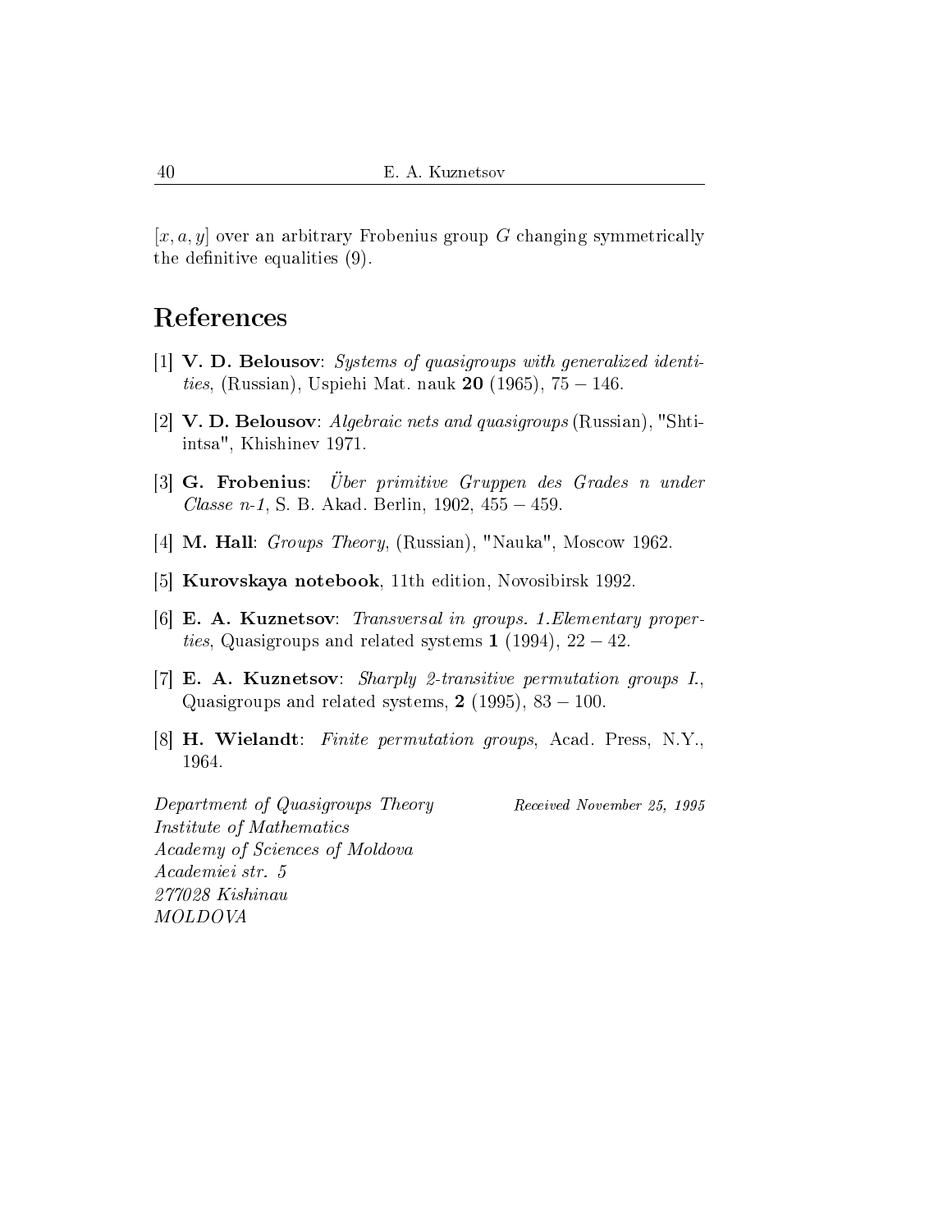$[x, a, y]$ over an arbitrary Frobenius group $G$ changing symmetrically the definitive equalities (9).

## References

[1] **V. D. Belousov**: *Systems of quasigroups with generalized identities*, (Russian), Uspiehi Mat. nauk **20** (1965), $75 - 146$.

[2] **V. D. Belousov**: *Algebraic nets and quasigroups* (Russian), "Shtiintsa", Khishinev 1971.

[3] **G. Frobenius**: *Über primitive Gruppen des Grades n under Classe n-1*, S. B. Akad. Berlin, 1902, $455 - 459$.

[4] **M. Hall**: *Groups Theory*, (Russian), "Nauka", Moscow 1962.

[5] **Kurovskaya notebook**, 11th edition, Novosibirsk 1992.

[6] **E. A. Kuznetsov**: *Transversal in groups. 1.Elementary properties*, Quasigroups and related systems **1** (1994), $22 - 42$.

[7] **E. A. Kuznetsov**: *Sharply 2-transitive permutation groups I.*, Quasigroups and related systems, **2** (1995), $83 - 100$.

[8] **H. Wielandt**: *Finite permutation groups*, Acad. Press, N.Y., 1964.

*Department of Quasigroups Theory*
*Institute of Mathematics*
*Academy of Sciences of Moldova*
*Academiei str. 5*
*277028 Kishinau*
*MOLDOVA*

*Received November 25, 1995*